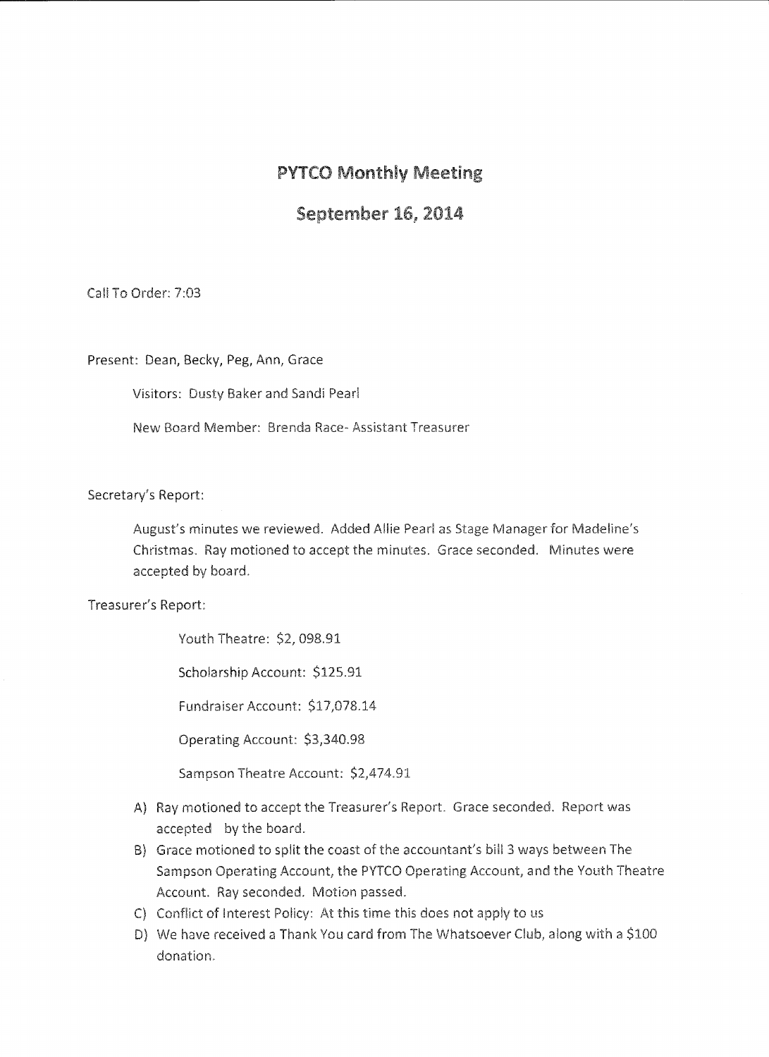# PYTCO Monthly Meeting

## September 16, 2014

Call To Order: 7:03

Present: Dean, Becky, Peg, Ann, Grace

Visitors: Dusty Baker and Sandi Pearl

New Board Member: Brenda Race- Assistant Treasurer

Secretary's Report:

August's minutes we reviewed. Added Allie Pearl as Stage Manager for Madeline's Christmas. Ray motioned to accept the minutes. Grace seconded. Minutes were accepted by board.

Treasurer's Report:

Youth Theatre: $2, 098.91

Scholarship Account: $125.91

Fundraiser Account: $17,078.14

Operating Account: $3,340.98

Sampson Theatre Account: $2,474.91

A) Ray motioned to accept the Treasurer's Report. Grace seconded. Report was accepted by the board.
B) Grace motioned to split the coast of the accountant's bill 3 ways between The Sampson Operating Account, the PYTCO Operating Account, and the Youth Theatre Account. Ray seconded. Motion passed.
C) Conflict of Interest Policy: At this time this does not apply to us
D) We have received a Thank You card from The Whatsoever Club, along with a $100 donation.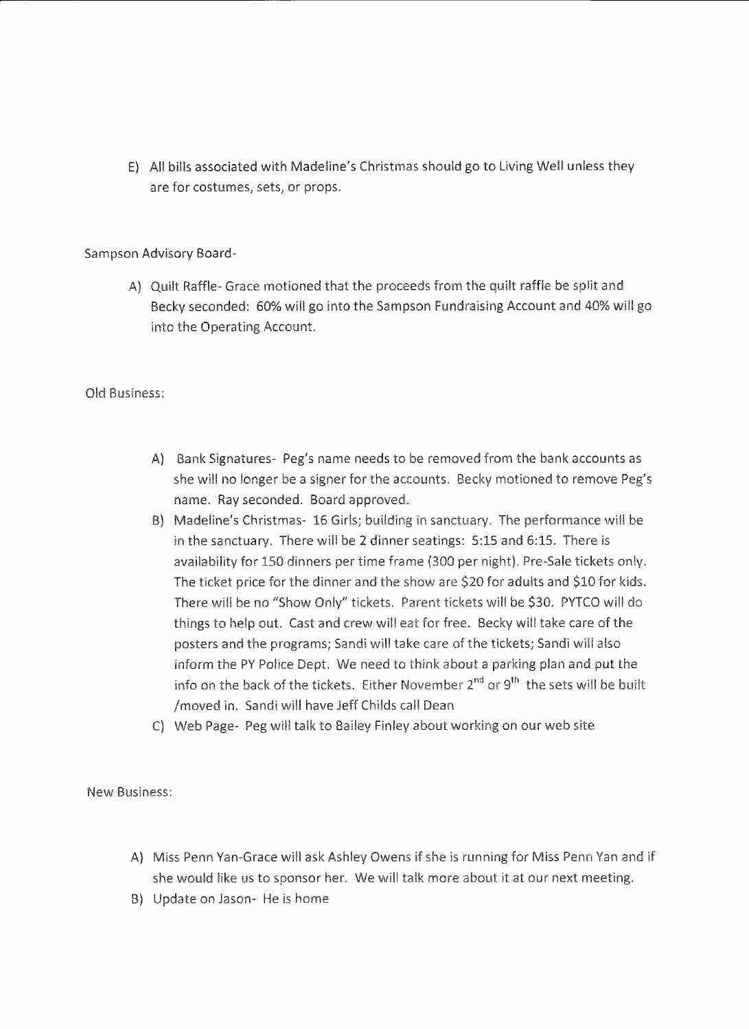E) All bills associated with Madeline's Christmas should go to Living Well unless they are for costumes, sets, or props.

Sampson Advisory Board-

A) Quilt Raffle- Grace motioned that the proceeds from the quilt raffle be split and Becky seconded: 60% will go into the Sampson Fundraising Account and 40% will go into the Operating Account.

Old Business:

A) Bank Signatures- Peg's name needs to be removed from the bank accounts as she will no longer be a signer for the accounts. Becky motioned to remove Peg's name. Ray seconded. Board approved.

B) Madeline's Christmas- 16 Girls; building in sanctuary. The performance will be in the sanctuary. There will be 2 dinner seatings: 5:15 and 6:15. There is availability for 150 dinners per time frame (300 per night). Pre-Sale tickets only. The ticket price for the dinner and the show are $20 for adults and $10 for kids. There will be no "Show Only" tickets. Parent tickets will be $30. PYTCO will do things to help out. Cast and crew will eat for free. Becky will take care of the posters and the programs; Sandi will take care of the tickets; Sandi will also inform the PY Police Dept. We need to think about a parking plan and put the info on the back of the tickets. Either November 2nd or 9th the sets will be built /moved in. Sandi will have Jeff Childs call Dean

C) Web Page- Peg will talk to Bailey Finley about working on our web site

New Business:

A) Miss Penn Yan-Grace will ask Ashley Owens if she is running for Miss Penn Yan and if she would like us to sponsor her. We will talk more about it at our next meeting.

B) Update on Jason- He is home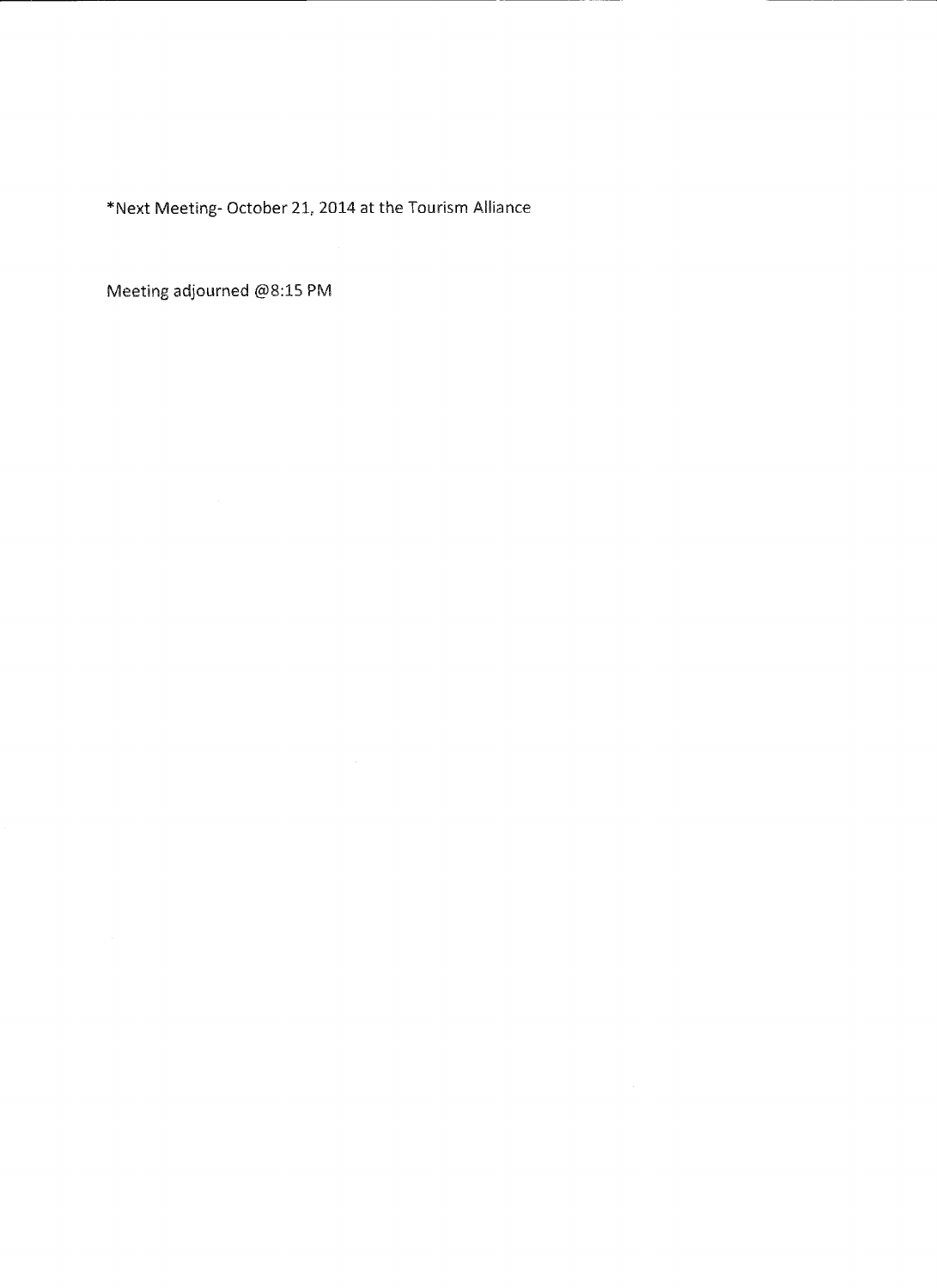*Next Meeting- October 21, 2014 at the Tourism Alliance

Meeting adjourned @8:15 PM